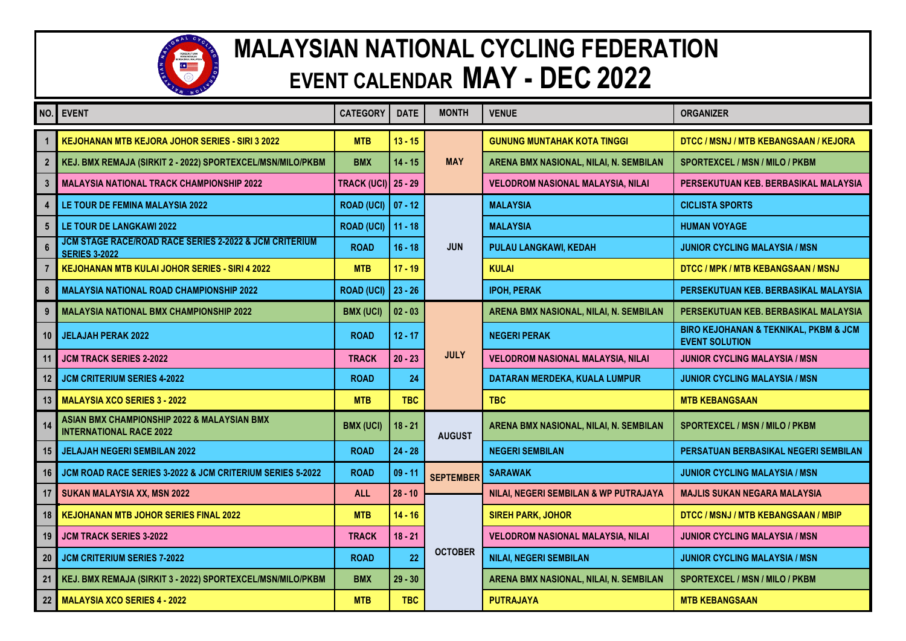# MALAYSIAN NATIONAL CYCLING FEDERATION
## EVENT CALENDAR MAY - DEC 2022

| NO. | EVENT | CATEGORY | DATE | MONTH | VENUE | ORGANIZER |
|---|---|---|---|---|---|---|
| 1 | KEJOHANAN MTB KEJORA JOHOR SERIES - SIRI 3 2022 | MTB | 13 - 15 | MAY | GUNUNG MUNTAHAK KOTA TINGGI | DTCC / MSNJ / MTB KEBANGSAAN / KEJORA |
| 2 | KEJ. BMX REMAJA (SIRKIT 2 - 2022) SPORTEXCEL/MSN/MILO/PKBM | BMX | 14 - 15 | | ARENA BMX NASIONAL, NILAI, N. SEMBILAN | SPORTEXCEL / MSN / MILO / PKBM |
| 3 | MALAYSIA NATIONAL TRACK CHAMPIONSHIP 2022 | TRACK (UCI) | 25 - 29 | | VELODROM NASIONAL MALAYSIA, NILAI | PERSEKUTUAN KEB. BERBASIKAL MALAYSIA |
| 4 | LE TOUR DE FEMINA MALAYSIA 2022 | ROAD (UCI) | 07 - 12 | JUN | MALAYSIA | CICLISTA SPORTS |
| 5 | LE TOUR DE LANGKAWI 2022 | ROAD (UCI) | 11 - 18 | | MALAYSIA | HUMAN VOYAGE |
| 6 | JCM STAGE RACE/ROAD RACE SERIES 2-2022 & JCM CRITERIUM SERIES 3-2022 | ROAD | 16 - 18 | | PULAU LANGKAWI, KEDAH | JUNIOR CYCLING MALAYSIA / MSN |
| 7 | KEJOHANAN MTB KULAI JOHOR SERIES - SIRI 4 2022 | MTB | 17 - 19 | | KULAI | DTCC / MPK / MTB KEBANGSAAN / MSNJ |
| 8 | MALAYSIA NATIONAL ROAD CHAMPIONSHIP 2022 | ROAD (UCI) | 23 - 26 | | IPOH, PERAK | PERSEKUTUAN KEB. BERBASIKAL MALAYSIA |
| 9 | MALAYSIA NATIONAL BMX CHAMPIONSHIP 2022 | BMX (UCI) | 02 - 03 | JULY | ARENA BMX NASIONAL, NILAI, N. SEMBILAN | PERSEKUTUAN KEB. BERBASIKAL MALAYSIA |
| 10 | JELAJAH PERAK 2022 | ROAD | 12 - 17 | | NEGERI PERAK | BIRO KEJOHANAN & TEKNIKAL, PKBM & JCM EVENT SOLUTION |
| 11 | JCM TRACK SERIES 2-2022 | TRACK | 20 - 23 | | VELODROM NASIONAL MALAYSIA, NILAI | JUNIOR CYCLING MALAYSIA / MSN |
| 12 | JCM CRITERIUM SERIES 4-2022 | ROAD | 24 | | DATARAN MERDEKA, KUALA LUMPUR | JUNIOR CYCLING MALAYSIA / MSN |
| 13 | MALAYSIA XCO SERIES 3 - 2022 | MTB | TBC | | TBC | MTB KEBANGSAAN |
| 14 | ASIAN BMX CHAMPIONSHIP 2022 & MALAYSIAN BMX INTERNATIONAL RACE 2022 | BMX (UCI) | 18 - 21 | AUGUST | ARENA BMX NASIONAL, NILAI, N. SEMBILAN | SPORTEXCEL / MSN / MILO / PKBM |
| 15 | JELAJAH NEGERI SEMBILAN 2022 | ROAD | 24 - 28 | | NEGERI SEMBILAN | PERSATUAN BERBASIKAL NEGERI SEMBILAN |
| 16 | JCM ROAD RACE SERIES 3-2022 & JCM CRITERIUM SERIES 5-2022 | ROAD | 09 - 11 | SEPTEMBER | SARAWAK | JUNIOR CYCLING MALAYSIA / MSN |
| 17 | SUKAN MALAYSIA XX, MSN 2022 | ALL | 28 - 10 | | NILAI, NEGERI SEMBILAN & WP PUTRAJAYA | MAJLIS SUKAN NEGARA MALAYSIA |
| 18 | KEJOHANAN MTB JOHOR SERIES FINAL 2022 | MTB | 14 - 16 | OCTOBER | SIREH PARK, JOHOR | DTCC / MSNJ / MTB KEBANGSAAN / MBIP |
| 19 | JCM TRACK SERIES 3-2022 | TRACK | 18 - 21 | | VELODROM NASIONAL MALAYSIA, NILAI | JUNIOR CYCLING MALAYSIA / MSN |
| 20 | JCM CRITERIUM SERIES 7-2022 | ROAD | 22 | | NILAI, NEGERI SEMBILAN | JUNIOR CYCLING MALAYSIA / MSN |
| 21 | KEJ. BMX REMAJA (SIRKIT 3 - 2022) SPORTEXCEL/MSN/MILO/PKBM | BMX | 29 - 30 | | ARENA BMX NASIONAL, NILAI, N. SEMBILAN | SPORTEXCEL / MSN / MILO / PKBM |
| 22 | MALAYSIA XCO SERIES 4 - 2022 | MTB | TBC | | PUTRAJAYA | MTB KEBANGSAAN |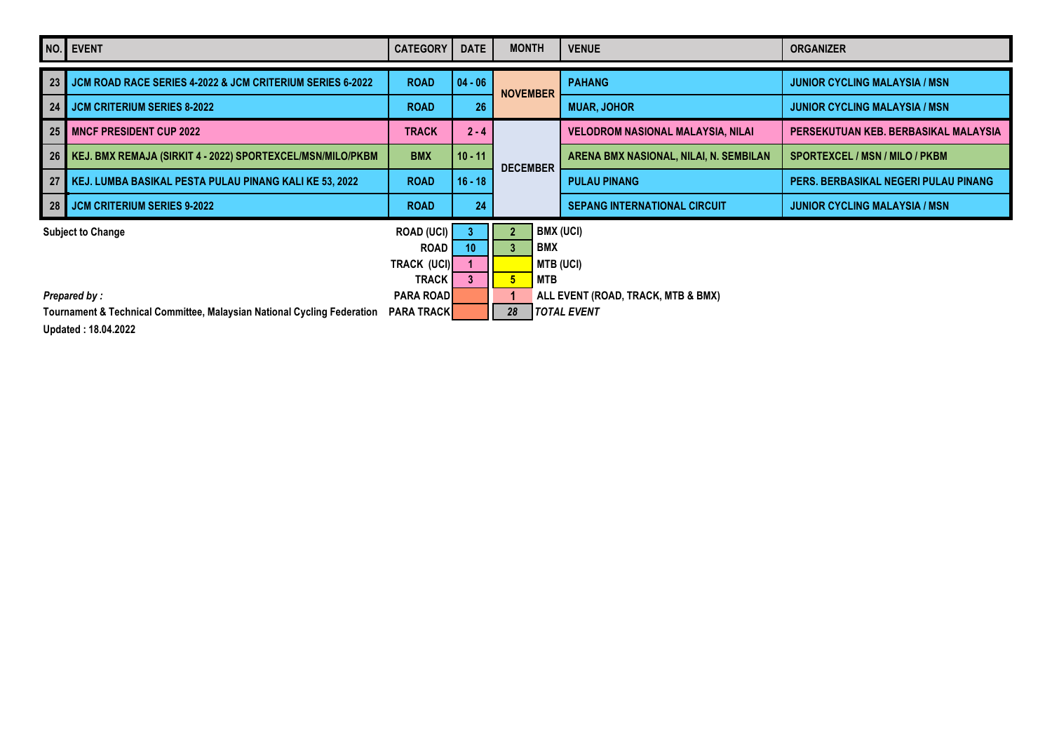| NO. | EVENT | CATEGORY | DATE | MONTH | VENUE | ORGANIZER |
|---|---|---|---|---|---|---|
| 23 | JCM ROAD RACE SERIES 4-2022 & JCM CRITERIUM SERIES 6-2022 | ROAD | 04 - 06 | NOVEMBER | PAHANG | JUNIOR CYCLING MALAYSIA / MSN |
| 24 | JCM CRITERIUM SERIES 8-2022 | ROAD | 26 | | MUAR, JOHOR | JUNIOR CYCLING MALAYSIA / MSN |
| 25 | MNCF PRESIDENT CUP 2022 | TRACK | 2 - 4 | DECEMBER | VELODROM NASIONAL MALAYSIA, NILAI | PERSEKUTUAN KEB. BERBASIKAL MALAYSIA |
| 26 | KEJ. BMX REMAJA (SIRKIT 4 - 2022) SPORTEXCEL/MSN/MILO/PKBM | BMX | 10 - 11 | | ARENA BMX NASIONAL, NILAI, N. SEMBILAN | SPORTEXCEL / MSN / MILO / PKBM |
| 27 | KEJ. LUMBA BASIKAL PESTA PULAU PINANG KALI KE 53, 2022 | ROAD | 16 - 18 | | PULAU PINANG | PERS. BERBASIKAL NEGERI PULAU PINANG |
| 28 | JCM CRITERIUM SERIES 9-2022 | ROAD | 24 | | SEPANG INTERNATIONAL CIRCUIT | JUNIOR CYCLING MALAYSIA / MSN |

**Subject to Change**

| | | | |
|---|---|---|---|
| ROAD (UCI) | 3 | 2 | BMX (UCI) |
| ROAD | 10 | 3 | BMX |
| TRACK (UCI) | 1 | | MTB (UCI) |
| TRACK | 3 | 5 | MTB |
| PARA ROAD | | 1 | ALL EVENT (ROAD, TRACK, MTB & BMX) |
| PARA TRACK | | *28* | *TOTAL EVENT* |

***Prepared by :***

**Tournament & Technical Committee, Malaysian National Cycling Federation**

**Updated : 18.04.2022**